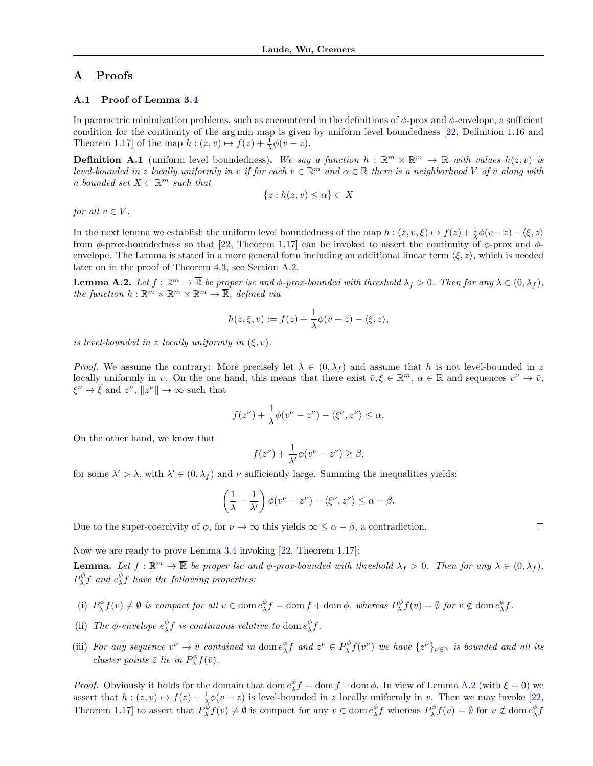# A Proofs

## A.1 Proof of Lemma 3.4

In parametric minimization problems, such as encountered in the definitions of $\phi$-prox and $\phi$-envelope, a sufficient condition for the continuity of the arg min map is given by uniform level boundedness [22, Definition 1.16 and Theorem 1.17] of the map $h : (z, v) \mapsto f(z) + \frac{1}{\lambda}\phi(v - z)$.

**Definition A.1** (uniform level boundedness)**.** *We say a function $h : \mathbb{R}^m \times \mathbb{R}^m \to \overline{\mathbb{R}}$ with values $h(z, v)$ is level-bounded in $z$ locally uniformly in $v$ if for each $\bar{v} \in \mathbb{R}^m$ and $\alpha \in \mathbb{R}$ there is a neighborhood $V$ of $\bar{v}$ along with a bounded set $X \subset \mathbb{R}^m$ such that*

$$\{z : h(z, v) \leq \alpha\} \subset X$$

*for all $v \in V$.*

In the next lemma we establish the uniform level boundedness of the map $h : (z, v, \xi) \mapsto f(z) + \frac{1}{\lambda}\phi(v - z) - \langle \xi, z\rangle$ from $\phi$-prox-boundedness so that [22, Theorem 1.17] can be invoked to assert the continuity of $\phi$-prox and $\phi$-envelope. The Lemma is stated in a more general form including an additional linear term $\langle \xi, z\rangle$, which is needed later on in the proof of Theorem 4.3, see Section A.2.

**Lemma A.2.** *Let $f : \mathbb{R}^m \to \overline{\mathbb{R}}$ be proper lsc and $\phi$-prox-bounded with threshold $\lambda_f > 0$. Then for any $\lambda \in (0, \lambda_f)$, the function $h : \mathbb{R}^m \times \mathbb{R}^m \times \mathbb{R}^m \to \overline{\mathbb{R}}$, defined via*

$$h(z, \xi, v) := f(z) + \frac{1}{\lambda}\phi(v - z) - \langle \xi, z\rangle,$$

*is level-bounded in $z$ locally uniformly in $(\xi, v)$.*

*Proof.* We assume the contrary: More precisely let $\lambda \in (0, \lambda_f)$ and assume that $h$ is not level-bounded in $z$ locally uniformly in $v$. On the one hand, this means that there exist $\bar{v}, \bar{\xi} \in \mathbb{R}^m$, $\alpha \in \mathbb{R}$ and sequences $v^\nu \to \bar{v}$, $\xi^\nu \to \bar{\xi}$ and $z^\nu$, $\|z^\nu\| \to \infty$ such that

$$f(z^\nu) + \frac{1}{\lambda}\phi(v^\nu - z^\nu) - \langle \xi^\nu, z^\nu\rangle \leq \alpha.$$

On the other hand, we know that

$$f(z^\nu) + \frac{1}{\lambda'}\phi(v^\nu - z^\nu) \geq \beta,$$

for some $\lambda' > \lambda$, with $\lambda' \in (0, \lambda_f)$ and $\nu$ sufficiently large. Summing the inequalities yields:

$$\left(\frac{1}{\lambda} - \frac{1}{\lambda'}\right)\phi(v^\nu - z^\nu) - \langle \xi^\nu, z^\nu\rangle \leq \alpha - \beta.$$

Due to the super-coercivity of $\phi$, for $\nu \to \infty$ this yields $\infty \leq \alpha - \beta$, a contradiction. ☐

Now we are ready to prove Lemma 3.4 invoking [22, Theorem 1.17]:

**Lemma.** *Let $f : \mathbb{R}^m \to \overline{\mathbb{R}}$ be proper lsc and $\phi$-prox-bounded with threshold $\lambda_f > 0$. Then for any $\lambda \in (0, \lambda_f)$, $P_\lambda^\phi f$ and $e_\lambda^\phi f$ have the following properties:*

- (i) *$P_\lambda^\phi f(v) \neq \emptyset$ is compact for all $v \in \operatorname{dom} e_\lambda^\phi f = \operatorname{dom} f + \operatorname{dom} \phi$, whereas $P_\lambda^\phi f(v) = \emptyset$ for $v \notin \operatorname{dom} e_\lambda^\phi f$.*
- (ii) *The $\phi$-envelope $e_\lambda^\phi f$ is continuous relative to $\operatorname{dom} e_\lambda^\phi f$.*
- (iii) *For any sequence $v^\nu \to \bar{v}$ contained in $\operatorname{dom} e_\lambda^\phi f$ and $z^\nu \in P_\lambda^\phi f(v^\nu)$ we have $\{z^\nu\}_{\nu\in\mathbb{N}}$ is bounded and all its cluster points $\bar{z}$ lie in $P_\lambda^\phi f(\bar{v})$.*

*Proof.* Obviously it holds for the domain that $\operatorname{dom} e_\lambda^\phi f = \operatorname{dom} f + \operatorname{dom} \phi$. In view of Lemma A.2 (with $\xi = 0$) we assert that $h : (z, v) \mapsto f(z) + \frac{1}{\lambda}\phi(v - z)$ is level-bounded in $z$ locally uniformly in $v$. Then we may invoke [22, Theorem 1.17] to assert that $P_\lambda^\phi f(v) \neq \emptyset$ is compact for any $v \in \operatorname{dom} e_\lambda^\phi f$ whereas $P_\lambda^\phi f(v) = \emptyset$ for $v \notin \operatorname{dom} e_\lambda^\phi f$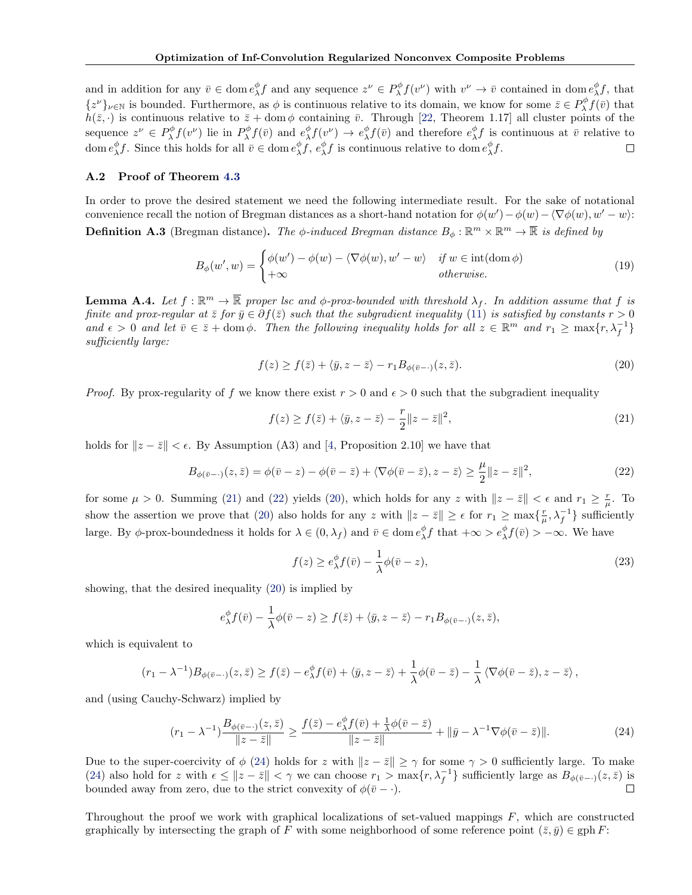and in addition for any $\bar{v} \in \operatorname{dom} e_\lambda^\phi f$ and any sequence $z^\nu \in P_\lambda^\phi f(v^\nu)$ with $v^\nu \to \bar{v}$ contained in $\operatorname{dom} e_\lambda^\phi f$, that $\{z^\nu\}_{\nu \in \mathbb{N}}$ is bounded. Furthermore, as $\phi$ is continuous relative to its domain, we know for some $\bar{z} \in P_\lambda^\phi f(\bar{v})$ that $h(\bar{z}, \cdot)$ is continuous relative to $\bar{z} + \operatorname{dom} \phi$ containing $\bar{v}$. Through [22, Theorem 1.17] all cluster points of the sequence $z^\nu \in P_\lambda^\phi f(v^\nu)$ lie in $P_\lambda^\phi f(\bar{v})$ and $e_\lambda^\phi f(v^\nu) \to e_\lambda^\phi f(\bar{v})$ and therefore $e_\lambda^\phi f$ is continuous at $\bar{v}$ relative to $\operatorname{dom} e_\lambda^\phi f$. Since this holds for all $\bar{v} \in \operatorname{dom} e_\lambda^\phi f$, $e_\lambda^\phi f$ is continuous relative to $\operatorname{dom} e_\lambda^\phi f$. ◻

### A.2 Proof of Theorem 4.3

In order to prove the desired statement we need the following intermediate result. For the sake of notational convenience recall the notion of Bregman distances as a short-hand notation for $\phi(w') - \phi(w) - \langle \nabla \phi(w), w' - w \rangle$:

**Definition A.3** (Bregman distance)**.** *The $\phi$-induced Bregman distance $B_\phi : \mathbb{R}^m \times \mathbb{R}^m \to \overline{\mathbb{R}}$ is defined by*

$$B_\phi(w', w) = \begin{cases} \phi(w') - \phi(w) - \langle \nabla \phi(w), w' - w \rangle & \text{if } w \in \operatorname{int}(\operatorname{dom} \phi) \\ +\infty & \text{otherwise.} \end{cases} \tag{19}$$

**Lemma A.4.** *Let $f : \mathbb{R}^m \to \overline{\mathbb{R}}$ proper lsc and $\phi$-prox-bounded with threshold $\lambda_f$. In addition assume that $f$ is finite and prox-regular at $\bar{z}$ for $\bar{y} \in \partial f(\bar{z})$ such that the subgradient inequality (11) is satisfied by constants $r > 0$ and $\epsilon > 0$ and let $\bar{v} \in \bar{z} + \operatorname{dom} \phi$. Then the following inequality holds for all $z \in \mathbb{R}^m$ and $r_1 \geq \max\{r, \lambda_f^{-1}\}$ sufficiently large:*

$$f(z) \geq f(\bar{z}) + \langle \bar{y}, z - \bar{z} \rangle - r_1 B_{\phi(\bar{v} - \cdot)}(z, \bar{z}). \tag{20}$$

*Proof.* By prox-regularity of $f$ we know there exist $r > 0$ and $\epsilon > 0$ such that the subgradient inequality

$$f(z) \geq f(\bar{z}) + \langle \bar{y}, z - \bar{z} \rangle - \frac{r}{2} \|z - \bar{z}\|^2, \tag{21}$$

holds for $\|z - \bar{z}\| < \epsilon$. By Assumption (A3) and [4, Proposition 2.10] we have that

$$B_{\phi(\bar{v} - \cdot)}(z, \bar{z}) = \phi(\bar{v} - z) - \phi(\bar{v} - \bar{z}) + \langle \nabla \phi(\bar{v} - \bar{z}), z - \bar{z} \rangle \geq \frac{\mu}{2} \|z - \bar{z}\|^2, \tag{22}$$

for some $\mu > 0$. Summing (21) and (22) yields (20), which holds for any $z$ with $\|z - \bar{z}\| < \epsilon$ and $r_1 \geq \frac{r}{\mu}$. To show the assertion we prove that (20) also holds for any $z$ with $\|z - \bar{z}\| \geq \epsilon$ for $r_1 \geq \max\{\frac{r}{\mu}, \lambda_f^{-1}\}$ sufficiently large. By $\phi$-prox-boundedness it holds for $\lambda \in (0, \lambda_f)$ and $\bar{v} \in \operatorname{dom} e_\lambda^\phi f$ that $+\infty > e_\lambda^\phi f(\bar{v}) > -\infty$. We have

$$f(z) \geq e_\lambda^\phi f(\bar{v}) - \frac{1}{\lambda} \phi(\bar{v} - z), \tag{23}$$

showing, that the desired inequality (20) is implied by

$$e_\lambda^\phi f(\bar{v}) - \frac{1}{\lambda} \phi(\bar{v} - z) \geq f(\bar{z}) + \langle \bar{y}, z - \bar{z} \rangle - r_1 B_{\phi(\bar{v} - \cdot)}(z, \bar{z}),$$

which is equivalent to

$$(r_1 - \lambda^{-1}) B_{\phi(\bar{v} - \cdot)}(z, \bar{z}) \geq f(\bar{z}) - e_\lambda^\phi f(\bar{v}) + \langle \bar{y}, z - \bar{z} \rangle + \frac{1}{\lambda} \phi(\bar{v} - \bar{z}) - \frac{1}{\lambda} \langle \nabla \phi(\bar{v} - \bar{z}), z - \bar{z} \rangle,$$

and (using Cauchy-Schwarz) implied by

$$(r_1 - \lambda^{-1}) \frac{B_{\phi(\bar{v} - \cdot)}(z, \bar{z})}{\|z - \bar{z}\|} \geq \frac{f(\bar{z}) - e_\lambda^\phi f(\bar{v}) + \frac{1}{\lambda} \phi(\bar{v} - \bar{z})}{\|z - \bar{z}\|} + \|\bar{y} - \lambda^{-1} \nabla \phi(\bar{v} - \bar{z})\|. \tag{24}$$

Due to the super-coercivity of $\phi$ (24) holds for $z$ with $\|z - \bar{z}\| \geq \gamma$ for some $\gamma > 0$ sufficiently large. To make (24) also hold for $z$ with $\epsilon \leq \|z - \bar{z}\| < \gamma$ we can choose $r_1 > \max\{r, \lambda_f^{-1}\}$ sufficiently large as $B_{\phi(\bar{v} - \cdot)}(z, \bar{z})$ is bounded away from zero, due to the strict convexity of $\phi(\bar{v} - \cdot)$. ◻

Throughout the proof we work with graphical localizations of set-valued mappings $F$, which are constructed graphically by intersecting the graph of $F$ with some neighborhood of some reference point $(\bar{z}, \bar{y}) \in \operatorname{gph} F$: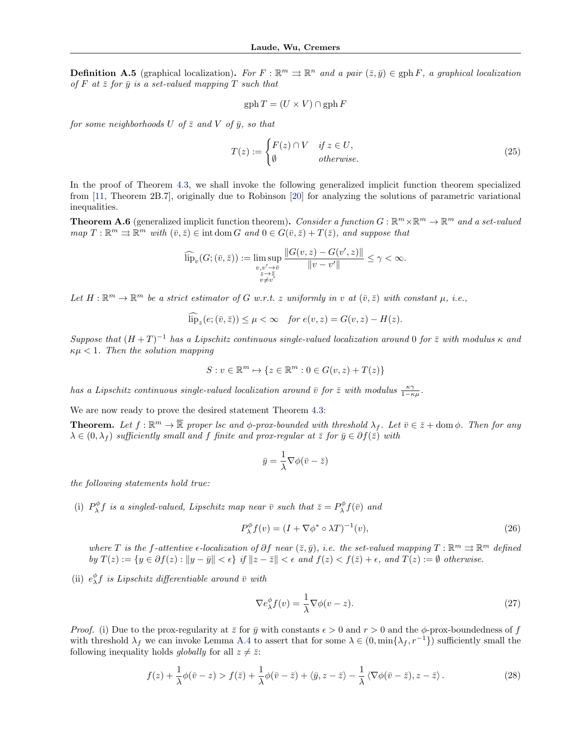**Definition A.5** (graphical localization)**.** *For $F : \mathbb{R}^m \rightrightarrows \mathbb{R}^n$ and a pair $(\bar z, \bar y) \in \operatorname{gph} F$, a graphical localization of $F$ at $\bar z$ for $\bar y$ is a set-valued mapping $T$ such that*

$$\operatorname{gph} T = (U \times V) \cap \operatorname{gph} F$$

*for some neighborhoods $U$ of $\bar z$ and $V$ of $\bar y$, so that*

$$T(z) := \begin{cases} F(z) \cap V & \text{if } z \in U, \\ \emptyset & \text{otherwise.} \end{cases} \tag{25}$$

In the proof of Theorem 4.3, we shall invoke the following generalized implicit function theorem specialized from [11, Theorem 2B.7], originally due to Robinson [20] for analyzing the solutions of parametric variational inequalities.

**Theorem A.6** (generalized implicit function theorem)**.** *Consider a function $G : \mathbb{R}^m \times \mathbb{R}^m \to \mathbb{R}^m$ and a set-valued map $T : \mathbb{R}^m \rightrightarrows \mathbb{R}^m$ with $(\bar v, \bar z) \in \operatorname{int} \operatorname{dom} G$ and $0 \in G(\bar v, \bar z) + T(\bar z)$, and suppose that*

$$\widehat{\operatorname{lip}}_v(G; (\bar v, \bar z)) := \limsup_{\substack{v, v' \to \bar v \\ z \to \bar z \\ v \neq v'}} \frac{\|G(v, z) - G(v', z)\|}{\|v - v'\|} \leq \gamma < \infty.$$

*Let $H : \mathbb{R}^m \to \mathbb{R}^m$ be a strict estimator of $G$ w.r.t. $z$ uniformly in $v$ at $(\bar v, \bar z)$ with constant $\mu$, i.e.,*

$$\widehat{\operatorname{lip}}_z(e; (\bar v, \bar z)) \leq \mu < \infty \quad \text{for } e(v, z) = G(v, z) - H(z).$$

*Suppose that $(H + T)^{-1}$ has a Lipschitz continuous single-valued localization around $0$ for $\bar z$ with modulus $\kappa$ and $\kappa\mu < 1$. Then the solution mapping*

$$S : v \in \mathbb{R}^m \mapsto \{z \in \mathbb{R}^m : 0 \in G(v, z) + T(z)\}$$

*has a Lipschitz continuous single-valued localization around $\bar v$ for $\bar z$ with modulus $\frac{\kappa\gamma}{1 - \kappa\mu}$.*

We are now ready to prove the desired statement Theorem 4.3:

**Theorem.** *Let $f : \mathbb{R}^m \to \overline{\mathbb{R}}$ proper lsc and $\phi$-prox-bounded with threshold $\lambda_f$. Let $\bar v \in \bar z + \operatorname{dom} \phi$. Then for any $\lambda \in (0, \lambda_f)$ sufficiently small and $f$ finite and prox-regular at $\bar z$ for $\bar y \in \partial f(\bar z)$ with*

$$\bar y = \frac{1}{\lambda} \nabla \phi(\bar v - \bar z)$$

*the following statements hold true:*

(i) *$P_\lambda^\phi f$ is a singled-valued, Lipschitz map near $\bar v$ such that $\bar z = P_\lambda^\phi f(\bar v)$ and*

$$P_\lambda^\phi f(v) = (I + \nabla \phi^* \circ \lambda T)^{-1}(v), \tag{26}$$

*where $T$ is the $f$-attentive $\epsilon$-localization of $\partial f$ near $(\bar z, \bar y)$, i.e. the set-valued mapping $T : \mathbb{R}^m \rightrightarrows \mathbb{R}^m$ defined by $T(z) := \{y \in \partial f(z) : \|y - \bar y\| < \epsilon\}$ if $\|z - \bar z\| < \epsilon$ and $f(z) < f(\bar z) + \epsilon$, and $T(z) := \emptyset$ otherwise.*

(ii) *$e_\lambda^\phi f$ is Lipschitz differentiable around $\bar v$ with*

$$\nabla e_\lambda^\phi f(v) = \frac{1}{\lambda} \nabla \phi(v - z). \tag{27}$$

*Proof.* (i) Due to the prox-regularity at $\bar z$ for $\bar y$ with constants $\epsilon > 0$ and $r > 0$ and the $\phi$-prox-boundedness of $f$ with threshold $\lambda_f$ we can invoke Lemma A.4 to assert that for some $\lambda \in (0, \min\{\lambda_f, r^{-1}\})$ sufficiently small the following inequality holds *globally* for all $z \neq \bar z$:

$$f(z) + \frac{1}{\lambda}\phi(\bar v - z) > f(\bar z) + \frac{1}{\lambda}\phi(\bar v - \bar z) + \langle \bar y, z - \bar z \rangle - \frac{1}{\lambda} \langle \nabla \phi(\bar v - \bar z), z - \bar z \rangle. \tag{28}$$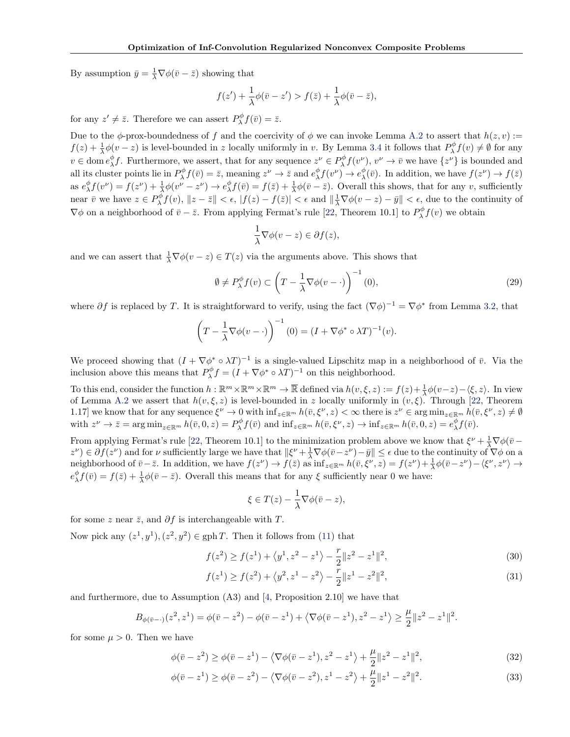By assumption $\bar{y} = \frac{1}{\lambda}\nabla\phi(\bar{v} - \bar{z})$ showing that

$$f(z') + \frac{1}{\lambda}\phi(\bar{v} - z') > f(\bar{z}) + \frac{1}{\lambda}\phi(\bar{v} - \bar{z}),$$

for any $z' \neq \bar{z}$. Therefore we can assert $P^{\phi}_{\lambda} f(\bar{v}) = \bar{z}$.

Due to the $\phi$-prox-boundedness of $f$ and the coercivity of $\phi$ we can invoke Lemma A.2 to assert that $h(z, v) := f(z) + \frac{1}{\lambda}\phi(v - z)$ is level-bounded in $z$ locally uniformly in $v$. By Lemma 3.4 it follows that $P^{\phi}_{\lambda} f(v) \neq \emptyset$ for any $v \in \operatorname{dom} e^{\phi}_{\lambda} f$. Furthermore, we assert, that for any sequence $z^{\nu} \in P^{\phi}_{\lambda} f(v^{\nu})$, $v^{\nu} \to \bar{v}$ we have $\{z^{\nu}\}$ is bounded and all its cluster points lie in $P^{\phi}_{\lambda} f(\bar{v}) = \bar{z}$, meaning $z^{\nu} \to \bar{z}$ and $e^{\phi}_{\lambda} f(v^{\nu}) \to e^{\phi}_{\lambda}(\bar{v})$. In addition, we have $f(z^{\nu}) \to f(\bar{z})$ as $e^{\phi}_{\lambda} f(v^{\nu}) = f(z^{\nu}) + \frac{1}{\lambda}\phi(v^{\nu} - z^{\nu}) \to e^{\phi}_{\lambda} f(\bar{v}) = f(\bar{z}) + \frac{1}{\lambda}\phi(\bar{v} - \bar{z})$. Overall this shows, that for any $v$, sufficiently near $\bar{v}$ we have $z \in P^{\phi}_{\lambda} f(v)$, $\|z - \bar{z}\| < \epsilon$, $|f(z) - f(\bar{z})| < \epsilon$ and $\|\frac{1}{\lambda}\nabla\phi(v - z) - \bar{y}\| < \epsilon$, due to the continuity of $\nabla\phi$ on a neighborhood of $\bar{v} - \bar{z}$. From applying Fermat's rule [22, Theorem 10.1] to $P^{\phi}_{\lambda} f(v)$ we obtain

$$\frac{1}{\lambda}\nabla\phi(v - z) \in \partial f(z),$$

and we can assert that $\frac{1}{\lambda}\nabla\phi(v - z) \in T(z)$ via the arguments above. This shows that

$$\emptyset \neq P^{\phi}_{\lambda} f(v) \subset \left(T - \frac{1}{\lambda}\nabla\phi(v - \cdot)\right)^{-1}(0), \tag{29}$$

where $\partial f$ is replaced by $T$. It is straightforward to verify, using the fact $(\nabla\phi)^{-1} = \nabla\phi^*$ from Lemma 3.2, that

$$\left(T - \frac{1}{\lambda}\nabla\phi(v - \cdot)\right)^{-1}(0) = (I + \nabla\phi^* \circ \lambda T)^{-1}(v).$$

We proceed showing that $(I + \nabla\phi^* \circ \lambda T)^{-1}$ is a single-valued Lipschitz map in a neighborhood of $\bar{v}$. Via the inclusion above this means that $P^{\phi}_{\lambda} f = (I + \nabla\phi^* \circ \lambda T)^{-1}$ on this neighborhood.

To this end, consider the function $h : \mathbb{R}^m \times \mathbb{R}^m \times \mathbb{R}^m \to \overline{\mathbb{R}}$ defined via $h(v, \xi, z) := f(z) + \frac{1}{\lambda}\phi(v - z) - \langle \xi, z\rangle$. In view of Lemma A.2 we assert that $h(v, \xi, z)$ is level-bounded in $z$ locally uniformly in $(v, \xi)$. Through [22, Theorem 1.17] we know that for any sequence $\xi^{\nu} \to 0$ with $\inf_{z \in \mathbb{R}^m} h(\bar{v}, \xi^{\nu}, z) < \infty$ there is $z^{\nu} \in \arg\min_{z \in \mathbb{R}^m} h(\bar{v}, \xi^{\nu}, z) \neq \emptyset$ with $z^{\nu} \to \bar{z} = \arg\min_{z \in \mathbb{R}^m} h(\bar{v}, 0, z) = P^{\phi}_{\lambda} f(\bar{v})$ and $\inf_{z \in \mathbb{R}^m} h(\bar{v}, \xi^{\nu}, z) \to \inf_{z \in \mathbb{R}^m} h(\bar{v}, 0, z) = e^{\phi}_{\lambda} f(\bar{v})$.

From applying Fermat's rule [22, Theorem 10.1] to the minimization problem above we know that $\xi^{\nu} + \frac{1}{\lambda}\nabla\phi(\bar{v} - z^{\nu}) \in \partial f(z^{\nu})$ and for $\nu$ sufficiently large we have that $\|\xi^{\nu} + \frac{1}{\lambda}\nabla\phi(\bar{v} - z^{\nu}) - \bar{y}\| \leq \epsilon$ due to the continuity of $\nabla\phi$ on a neighborhood of $\bar{v} - \bar{z}$. In addition, we have $f(z^{\nu}) \to f(\bar{z})$ as $\inf_{z \in \mathbb{R}^m} h(\bar{v}, \xi^{\nu}, z) = f(z^{\nu}) + \frac{1}{\lambda}\phi(\bar{v} - z^{\nu}) - \langle \xi^{\nu}, z^{\nu}\rangle \to e^{\phi}_{\lambda} f(\bar{v}) = f(\bar{z}) + \frac{1}{\lambda}\phi(\bar{v} - \bar{z})$. Overall this means that for any $\xi$ sufficiently near 0 we have:

$$\xi \in T(z) - \frac{1}{\lambda}\nabla\phi(\bar{v} - z),$$

for some $z$ near $\bar{z}$, and $\partial f$ is interchangeable with $T$.

Now pick any $(z^1, y^1), (z^2, y^2) \in \operatorname{gph} T$. Then it follows from (11) that

$$f(z^2) \geq f(z^1) + \langle y^1, z^2 - z^1\rangle - \frac{r}{2}\|z^2 - z^1\|^2, \tag{30}$$

$$f(z^1) \geq f(z^2) + \langle y^2, z^1 - z^2\rangle - \frac{r}{2}\|z^1 - z^2\|^2, \tag{31}$$

and furthermore, due to Assumption (A3) and [4, Proposition 2.10] we have that

$$B_{\phi(\bar{v} - \cdot)}(z^2, z^1) = \phi(\bar{v} - z^2) - \phi(\bar{v} - z^1) + \langle \nabla\phi(\bar{v} - z^1), z^2 - z^1\rangle \geq \frac{\mu}{2}\|z^2 - z^1\|^2.$$

for some $\mu > 0$. Then we have

$$\phi(\bar{v} - z^2) \geq \phi(\bar{v} - z^1) - \langle \nabla\phi(\bar{v} - z^1), z^2 - z^1\rangle + \frac{\mu}{2}\|z^2 - z^1\|^2, \tag{32}$$

$$\phi(\bar{v} - z^1) \geq \phi(\bar{v} - z^2) - \langle \nabla\phi(\bar{v} - z^2), z^1 - z^2\rangle + \frac{\mu}{2}\|z^1 - z^2\|^2. \tag{33}$$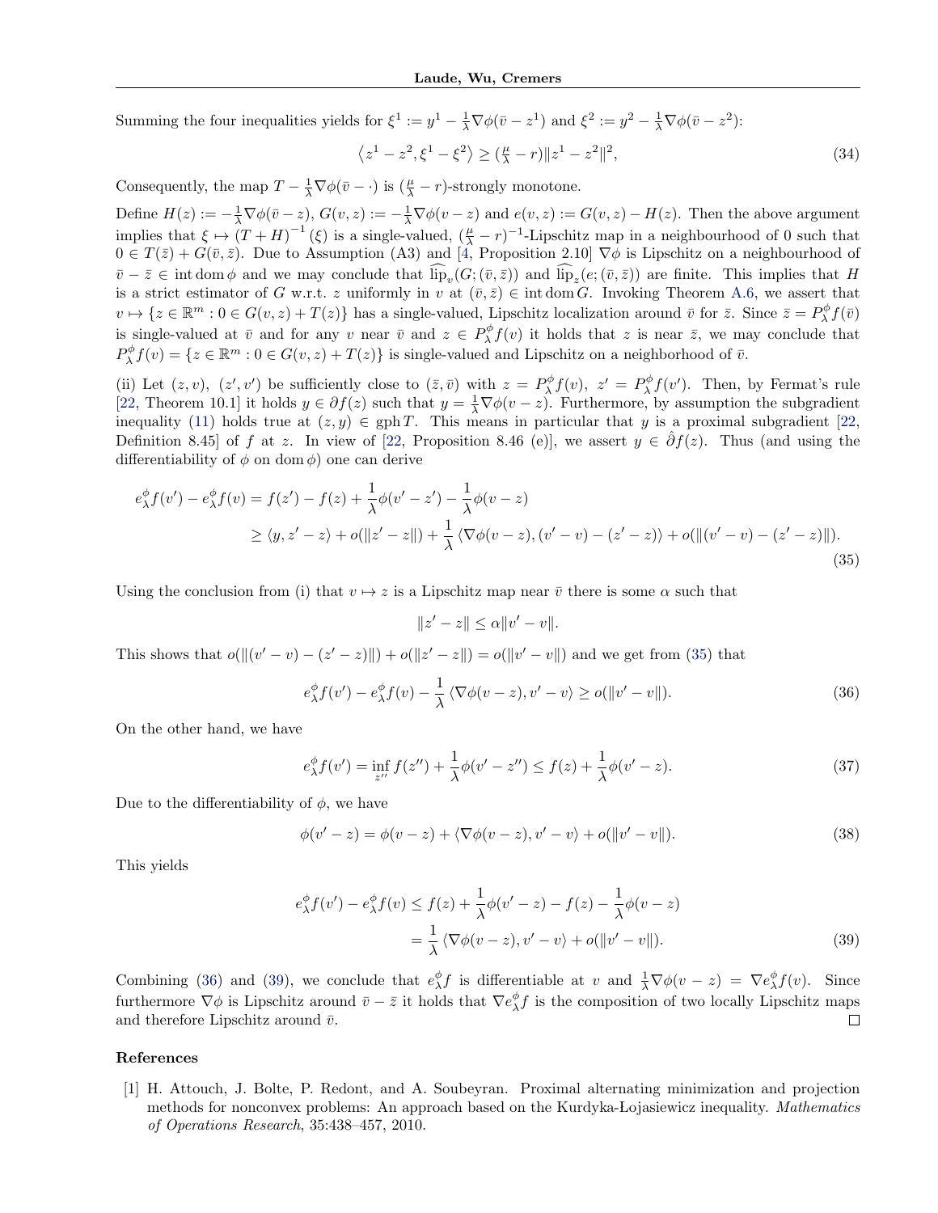Summing the four inequalities yields for $\xi^1 := y^1 - \frac{1}{\lambda}\nabla\phi(\bar{v} - z^1)$ and $\xi^2 := y^2 - \frac{1}{\lambda}\nabla\phi(\bar{v} - z^2)$:

$$\left\langle z^1 - z^2, \xi^1 - \xi^2 \right\rangle \geq (\tfrac{\mu}{\lambda} - r)\|z^1 - z^2\|^2, \tag{34}$$

Consequently, the map $T - \frac{1}{\lambda}\nabla\phi(\bar{v} - \cdot)$ is $(\frac{\mu}{\lambda} - r)$-strongly monotone.

Define $H(z) := -\frac{1}{\lambda}\nabla\phi(\bar{v} - z)$, $G(v, z) := -\frac{1}{\lambda}\nabla\phi(v - z)$ and $e(v, z) := G(v, z) - H(z)$. Then the above argument implies that $\xi \mapsto (T + H)^{-1}(\xi)$ is a single-valued, $(\frac{\mu}{\lambda} - r)^{-1}$-Lipschitz map in a neighbourhood of 0 such that $0 \in T(\bar{z}) + G(\bar{v}, \bar{z})$. Due to Assumption (A3) and [4, Proposition 2.10] $\nabla\phi$ is Lipschitz on a neighbourhood of $\bar{v} - \bar{z} \in \operatorname{int}\operatorname{dom}\phi$ and we may conclude that $\widehat{\operatorname{lip}}_v(G; (\bar{v}, \bar{z}))$ and $\widehat{\operatorname{lip}}_z(e; (\bar{v}, \bar{z}))$ are finite. This implies that $H$ is a strict estimator of $G$ w.r.t. $z$ uniformly in $v$ at $(\bar{v}, \bar{z}) \in \operatorname{int}\operatorname{dom} G$. Invoking Theorem A.6, we assert that $v \mapsto \{z \in \mathbb{R}^m : 0 \in G(v, z) + T(z)\}$ has a single-valued, Lipschitz localization around $\bar{v}$ for $\bar{z}$. Since $\bar{z} = P_\lambda^\phi f(\bar{v})$ is single-valued at $\bar{v}$ and for any $v$ near $\bar{v}$ and $z \in P_\lambda^\phi f(v)$ it holds that $z$ is near $\bar{z}$, we may conclude that $P_\lambda^\phi f(v) = \{z \in \mathbb{R}^m : 0 \in G(v, z) + T(z)\}$ is single-valued and Lipschitz on a neighborhood of $\bar{v}$.

(ii) Let $(z, v)$, $(z', v')$ be sufficiently close to $(\bar{z}, \bar{v})$ with $z = P_\lambda^\phi f(v)$, $z' = P_\lambda^\phi f(v')$. Then, by Fermat's rule [22, Theorem 10.1] it holds $y \in \partial f(z)$ such that $y = \frac{1}{\lambda}\nabla\phi(v - z)$. Furthermore, by assumption the subgradient inequality (11) holds true at $(z, y) \in \operatorname{gph} T$. This means in particular that $y$ is a proximal subgradient [22, Definition 8.45] of $f$ at $z$. In view of [22, Proposition 8.46 (e)], we assert $y \in \hat{\partial} f(z)$. Thus (and using the differentiability of $\phi$ on $\operatorname{dom}\phi$) one can derive

$$\begin{aligned}
e_\lambda^\phi f(v') - e_\lambda^\phi f(v) &= f(z') - f(z) + \frac{1}{\lambda}\phi(v' - z') - \frac{1}{\lambda}\phi(v - z) \\
&\geq \langle y, z' - z\rangle + o(\|z' - z\|) + \frac{1}{\lambda}\langle \nabla\phi(v - z), (v' - v) - (z' - z)\rangle + o(\|(v' - v) - (z' - z)\|).
\end{aligned} \tag{35}$$

Using the conclusion from (i) that $v \mapsto z$ is a Lipschitz map near $\bar{v}$ there is some $\alpha$ such that

$$\|z' - z\| \leq \alpha\|v' - v\|.$$

This shows that $o(\|(v' - v) - (z' - z)\|) + o(\|z' - z\|) = o(\|v' - v\|)$ and we get from (35) that

$$e_\lambda^\phi f(v') - e_\lambda^\phi f(v) - \frac{1}{\lambda}\langle \nabla\phi(v - z), v' - v\rangle \geq o(\|v' - v\|). \tag{36}$$

On the other hand, we have

$$e_\lambda^\phi f(v') = \inf_{z''} f(z'') + \frac{1}{\lambda}\phi(v' - z'') \leq f(z) + \frac{1}{\lambda}\phi(v' - z). \tag{37}$$

Due to the differentiability of $\phi$, we have

$$\phi(v' - z) = \phi(v - z) + \langle \nabla\phi(v - z), v' - v\rangle + o(\|v' - v\|). \tag{38}$$

This yields

$$\begin{aligned}
e_\lambda^\phi f(v') - e_\lambda^\phi f(v) &\leq f(z) + \frac{1}{\lambda}\phi(v' - z) - f(z) - \frac{1}{\lambda}\phi(v - z) \\
&= \frac{1}{\lambda}\langle \nabla\phi(v - z), v' - v\rangle + o(\|v' - v\|).
\end{aligned} \tag{39}$$

Combining (36) and (39), we conclude that $e_\lambda^\phi f$ is differentiable at $v$ and $\frac{1}{\lambda}\nabla\phi(v - z) = \nabla e_\lambda^\phi f(v)$. Since furthermore $\nabla\phi$ is Lipschitz around $\bar{v} - \bar{z}$ it holds that $\nabla e_\lambda^\phi f$ is the composition of two locally Lipschitz maps and therefore Lipschitz around $\bar{v}$. □

## References

[1] H. Attouch, J. Bolte, P. Redont, and A. Soubeyran. Proximal alternating minimization and projection methods for nonconvex problems: An approach based on the Kurdyka-Lojasiewicz inequality. *Mathematics of Operations Research*, 35:438–457, 2010.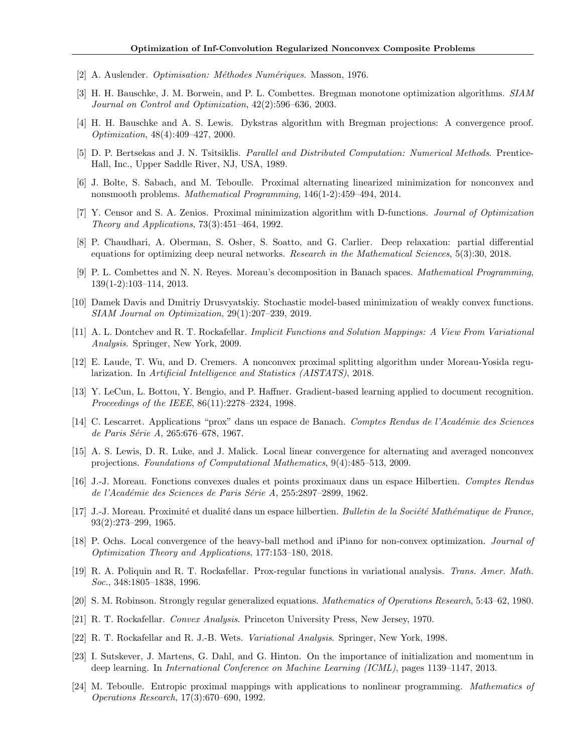[2] A. Auslender. *Optimisation: Méthodes Numériques*. Masson, 1976.

[3] H. H. Bauschke, J. M. Borwein, and P. L. Combettes. Bregman monotone optimization algorithms. *SIAM Journal on Control and Optimization*, 42(2):596–636, 2003.

[4] H. H. Bauschke and A. S. Lewis. Dykstras algorithm with Bregman projections: A convergence proof. *Optimization*, 48(4):409–427, 2000.

[5] D. P. Bertsekas and J. N. Tsitsiklis. *Parallel and Distributed Computation: Numerical Methods*. Prentice-Hall, Inc., Upper Saddle River, NJ, USA, 1989.

[6] J. Bolte, S. Sabach, and M. Teboulle. Proximal alternating linearized minimization for nonconvex and nonsmooth problems. *Mathematical Programming*, 146(1-2):459–494, 2014.

[7] Y. Censor and S. A. Zenios. Proximal minimization algorithm with D-functions. *Journal of Optimization Theory and Applications*, 73(3):451–464, 1992.

[8] P. Chaudhari, A. Oberman, S. Osher, S. Soatto, and G. Carlier. Deep relaxation: partial differential equations for optimizing deep neural networks. *Research in the Mathematical Sciences*, 5(3):30, 2018.

[9] P. L. Combettes and N. N. Reyes. Moreau's decomposition in Banach spaces. *Mathematical Programming*, 139(1-2):103–114, 2013.

[10] Damek Davis and Dmitriy Drusvyatskiy. Stochastic model-based minimization of weakly convex functions. *SIAM Journal on Optimization*, 29(1):207–239, 2019.

[11] A. L. Dontchev and R. T. Rockafellar. *Implicit Functions and Solution Mappings: A View From Variational Analysis*. Springer, New York, 2009.

[12] E. Laude, T. Wu, and D. Cremers. A nonconvex proximal splitting algorithm under Moreau-Yosida regularization. In *Artificial Intelligence and Statistics (AISTATS)*, 2018.

[13] Y. LeCun, L. Bottou, Y. Bengio, and P. Haffner. Gradient-based learning applied to document recognition. *Proceedings of the IEEE*, 86(11):2278–2324, 1998.

[14] C. Lescarret. Applications "prox" dans un espace de Banach. *Comptes Rendus de l'Académie des Sciences de Paris Série A*, 265:676–678, 1967.

[15] A. S. Lewis, D. R. Luke, and J. Malick. Local linear convergence for alternating and averaged nonconvex projections. *Foundations of Computational Mathematics*, 9(4):485–513, 2009.

[16] J.-J. Moreau. Fonctions convexes duales et points proximaux dans un espace Hilbertien. *Comptes Rendus de l'Académie des Sciences de Paris Série A*, 255:2897–2899, 1962.

[17] J.-J. Moreau. Proximité et dualité dans un espace hilbertien. *Bulletin de la Société Mathématique de France*, 93(2):273–299, 1965.

[18] P. Ochs. Local convergence of the heavy-ball method and iPiano for non-convex optimization. *Journal of Optimization Theory and Applications*, 177:153–180, 2018.

[19] R. A. Poliquin and R. T. Rockafellar. Prox-regular functions in variational analysis. *Trans. Amer. Math. Soc.*, 348:1805–1838, 1996.

[20] S. M. Robinson. Strongly regular generalized equations. *Mathematics of Operations Research*, 5:43–62, 1980.

[21] R. T. Rockafellar. *Convex Analysis*. Princeton University Press, New Jersey, 1970.

[22] R. T. Rockafellar and R. J.-B. Wets. *Variational Analysis*. Springer, New York, 1998.

[23] I. Sutskever, J. Martens, G. Dahl, and G. Hinton. On the importance of initialization and momentum in deep learning. In *International Conference on Machine Learning (ICML)*, pages 1139–1147, 2013.

[24] M. Teboulle. Entropic proximal mappings with applications to nonlinear programming. *Mathematics of Operations Research*, 17(3):670–690, 1992.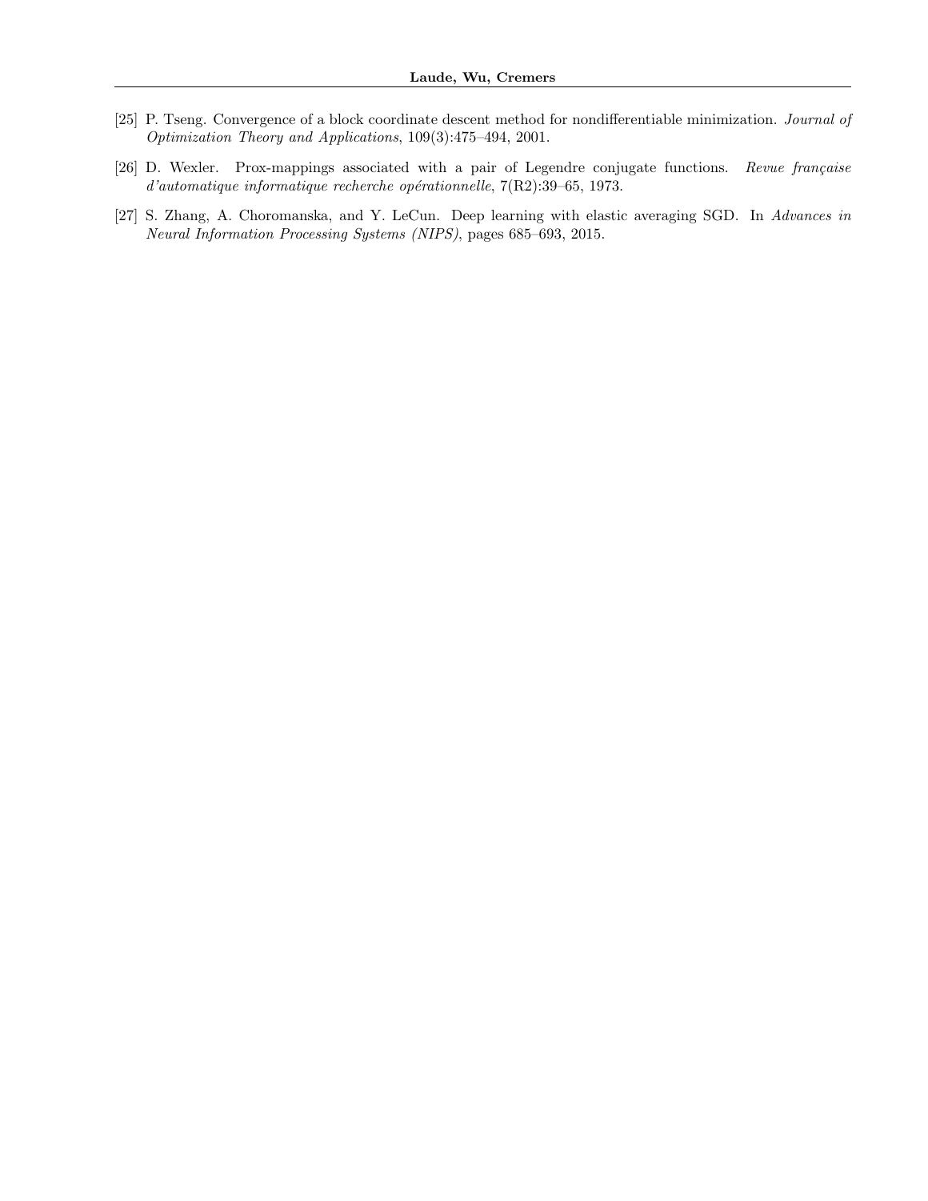[25] P. Tseng. Convergence of a block coordinate descent method for nondifferentiable minimization. *Journal of Optimization Theory and Applications*, 109(3):475–494, 2001.

[26] D. Wexler. Prox-mappings associated with a pair of Legendre conjugate functions. *Revue française d'automatique informatique recherche opérationnelle*, 7(R2):39–65, 1973.

[27] S. Zhang, A. Choromanska, and Y. LeCun. Deep learning with elastic averaging SGD. In *Advances in Neural Information Processing Systems (NIPS)*, pages 685–693, 2015.